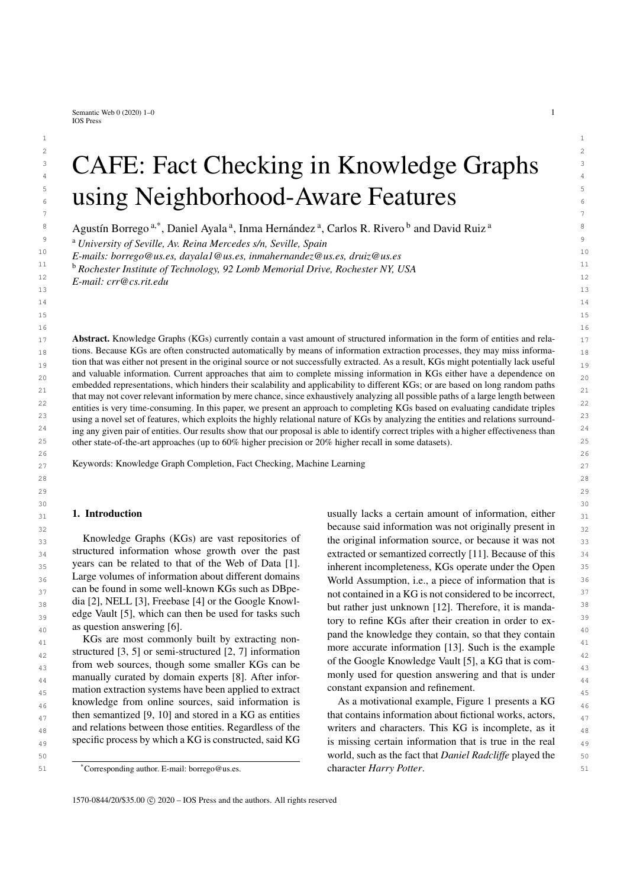# CAFE: Fact Checking in Knowledge Graphs using Neighborhood-Aware Features

Agustín Borrego [a,*], Daniel Ayala [a], Inma Hernández [a], Carlos R. Rivero [b] and David Ruiz [a]

[a] *University of Seville, Av. Reina Mercedes s/n, Seville, Spain*
*E-mails: borrego@us.es, dayala1@us.es, inmahernandez@us.es, druiz@us.es*

[b] *Rochester Institute of Technology, 92 Lomb Memorial Drive, Rochester NY, USA*
*E-mail: crr@cs.rit.edu*

**Abstract.** Knowledge Graphs (KGs) currently contain a vast amount of structured information in the form of entities and relations. Because KGs are often constructed automatically by means of information extraction processes, they may miss information that was either not present in the original source or not successfully extracted. As a result, KGs might potentially lack useful and valuable information. Current approaches that aim to complete missing information in KGs either have a dependence on embedded representations, which hinders their scalability and applicability to different KGs; or are based on long random paths that may not cover relevant information by mere chance, since exhaustively analyzing all possible paths of a large length between entities is very time-consuming. In this paper, we present an approach to completing KGs based on evaluating candidate triples using a novel set of features, which exploits the highly relational nature of KGs by analyzing the entities and relations surrounding any given pair of entities. Our results show that our proposal is able to identify correct triples with a higher effectiveness than other state-of-the-art approaches (up to 60% higher precision or 20% higher recall in some datasets).

Keywords: Knowledge Graph Completion, Fact Checking, Machine Learning

## 1. Introduction

Knowledge Graphs (KGs) are vast repositories of structured information whose growth over the past years can be related to that of the Web of Data [1]. Large volumes of information about different domains can be found in some well-known KGs such as DBpedia [2], NELL [3], Freebase [4] or the Google Knowledge Vault [5], which can then be used for tasks such as question answering [6].

KGs are most commonly built by extracting non-structured [3, 5] or semi-structured [2, 7] information from web sources, though some smaller KGs can be manually curated by domain experts [8]. After information extraction systems have been applied to extract knowledge from online sources, said information is then semantized [9, 10] and stored in a KG as entities and relations between those entities. Regardless of the specific process by which a KG is constructed, said KG usually lacks a certain amount of information, either because said information was not originally present in the original information source, or because it was not extracted or semantized correctly [11]. Because of this inherent incompleteness, KGs operate under the Open World Assumption, i.e., a piece of information that is not contained in a KG is not considered to be incorrect, but rather just unknown [12]. Therefore, it is mandatory to refine KGs after their creation in order to expand the knowledge they contain, so that they contain more accurate information [13]. Such is the example of the Google Knowledge Vault [5], a KG that is commonly used for question answering and that is under constant expansion and refinement.

As a motivational example, Figure 1 presents a KG that contains information about fictional works, actors, writers and characters. This KG is incomplete, as it is missing certain information that is true in the real world, such as the fact that *Daniel Radcliffe* played the character *Harry Potter*.

*Corresponding author. E-mail: borrego@us.es.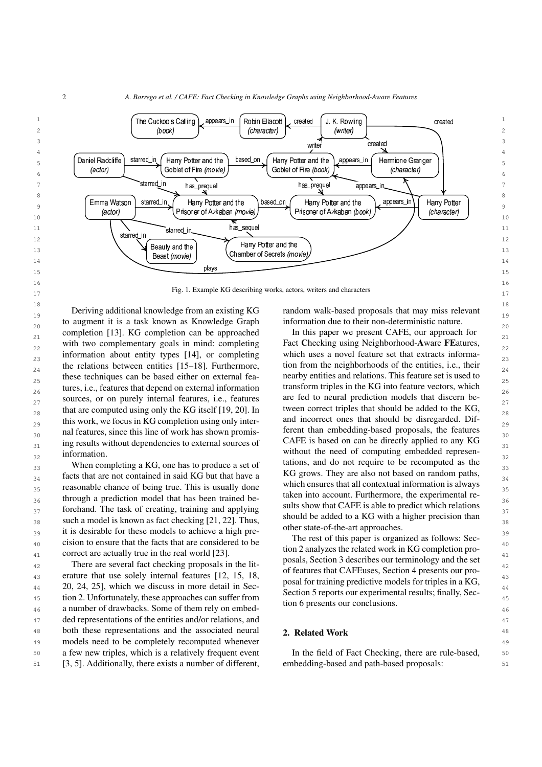Fig. 1. Example KG describing works, actors, writers and characters

Deriving additional knowledge from an existing KG to augment it is a task known as Knowledge Graph completion [13]. KG completion can be approached with two complementary goals in mind: completing information about entity types [14], or completing the relations between entities [15–18]. Furthermore, these techniques can be based either on external features, i.e., features that depend on external information sources, or on purely internal features, i.e., features that are computed using only the KG itself [19, 20]. In this work, we focus in KG completion using only internal features, since this line of work has shown promising results without dependencies to external sources of information.

When completing a KG, one has to produce a set of facts that are not contained in said KG but that have a reasonable chance of being true. This is usually done through a prediction model that has been trained beforehand. The task of creating, training and applying such a model is known as fact checking [21, 22]. Thus, it is desirable for these models to achieve a high precision to ensure that the facts that are considered to be correct are actually true in the real world [23].

There are several fact checking proposals in the literature that use solely internal features [12, 15, 18, 20, 24, 25], which we discuss in more detail in Section 2. Unfortunately, these approaches can suffer from a number of drawbacks. Some of them rely on embedded representations of the entities and/or relations, and both these representations and the associated neural models need to be completely recomputed whenever a few new triples, which is a relatively frequent event [3, 5]. Additionally, there exists a number of different, random walk-based proposals that may miss relevant information due to their non-deterministic nature.

In this paper we present CAFE, our approach for Fact **C**hecking using Neighborhood-**A**ware **FE**atures, which uses a novel feature set that extracts information from the neighborhoods of the entities, i.e., their nearby entities and relations. This feature set is used to transform triples in the KG into feature vectors, which are fed to neural prediction models that discern between correct triples that should be added to the KG, and incorrect ones that should be disregarded. Different than embedding-based proposals, the features CAFE is based on can be directly applied to any KG without the need of computing embedded representations, and do not require to be recomputed as the KG grows. They are also not based on random paths, which ensures that all contextual information is always taken into account. Furthermore, the experimental results show that CAFE is able to predict which relations should be added to a KG with a higher precision than other state-of-the-art approaches.

The rest of this paper is organized as follows: Section 2 analyzes the related work in KG completion proposals, Section 3 describes our terminology and the set of features that CAFEuses, Section 4 presents our proposal for training predictive models for triples in a KG, Section 5 reports our experimental results; finally, Section 6 presents our conclusions.

## 2. Related Work

In the field of Fact Checking, there are rule-based, embedding-based and path-based proposals: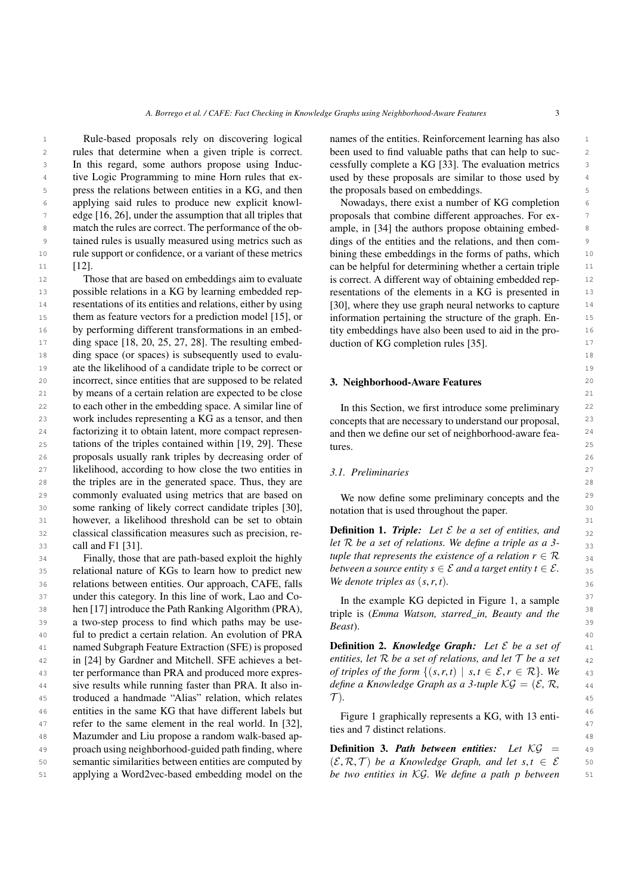Rule-based proposals rely on discovering logical rules that determine when a given triple is correct. In this regard, some authors propose using Inductive Logic Programming to mine Horn rules that express the relations between entities in a KG, and then applying said rules to produce new explicit knowledge [16, 26], under the assumption that all triples that match the rules are correct. The performance of the obtained rules is usually measured using metrics such as rule support or confidence, or a variant of these metrics [12].

Those that are based on embeddings aim to evaluate possible relations in a KG by learning embedded representations of its entities and relations, either by using them as feature vectors for a prediction model [15], or by performing different transformations in an embedding space [18, 20, 25, 27, 28]. The resulting embedding space (or spaces) is subsequently used to evaluate the likelihood of a candidate triple to be correct or incorrect, since entities that are supposed to be related by means of a certain relation are expected to be close to each other in the embedding space. A similar line of work includes representing a KG as a tensor, and then factorizing it to obtain latent, more compact representations of the triples contained within [19, 29]. These proposals usually rank triples by decreasing order of likelihood, according to how close the two entities in the triples are in the generated space. Thus, they are commonly evaluated using metrics that are based on some ranking of likely correct candidate triples [30], however, a likelihood threshold can be set to obtain classical classification measures such as precision, recall and F1 [31].

Finally, those that are path-based exploit the highly relational nature of KGs to learn how to predict new relations between entities. Our approach, CAFE, falls under this category. In this line of work, Lao and Cohen [17] introduce the Path Ranking Algorithm (PRA), a two-step process to find which paths may be useful to predict a certain relation. An evolution of PRA named Subgraph Feature Extraction (SFE) is proposed in [24] by Gardner and Mitchell. SFE achieves a better performance than PRA and produced more expressive results while running faster than PRA. It also introduced a handmade "Alias" relation, which relates entities in the same KG that have different labels but refer to the same element in the real world. In [32], Mazumder and Liu propose a random walk-based approach using neighborhood-guided path finding, where semantic similarities between entities are computed by applying a Word2vec-based embedding model on the names of the entities. Reinforcement learning has also been used to find valuable paths that can help to successfully complete a KG [33]. The evaluation metrics used by these proposals are similar to those used by the proposals based on embeddings.

Nowadays, there exist a number of KG completion proposals that combine different approaches. For example, in [34] the authors propose obtaining embeddings of the entities and the relations, and then combining these embeddings in the forms of paths, which can be helpful for determining whether a certain triple is correct. A different way of obtaining embedded representations of the elements in a KG is presented in [30], where they use graph neural networks to capture information pertaining the structure of the graph. Entity embeddings have also been used to aid in the production of KG completion rules [35].

## 3. Neighborhood-Aware Features

In this Section, we first introduce some preliminary concepts that are necessary to understand our proposal, and then we define our set of neighborhood-aware features.

### 3.1. Preliminaries

We now define some preliminary concepts and the notation that is used throughout the paper.

**Definition 1.** ***Triple:*** *Let $\mathcal{E}$ be a set of entities, and let $\mathcal{R}$ be a set of relations. We define a triple as a 3-tuple that represents the existence of a relation $r \in \mathcal{R}$ between a source entity $s \in \mathcal{E}$ and a target entity $t \in \mathcal{E}$. We denote triples as $(s, r, t)$.*

In the example KG depicted in Figure 1, a sample triple is (*Emma Watson, starred_in, Beauty and the Beast*).

**Definition 2.** ***Knowledge Graph:*** *Let $\mathcal{E}$ be a set of entities, let $\mathcal{R}$ be a set of relations, and let $\mathcal{T}$ be a set of triples of the form $\{(s, r, t) \mid s, t \in \mathcal{E}, r \in \mathcal{R}\}$. We define a Knowledge Graph as a 3-tuple $\mathcal{KG} = (\mathcal{E}, \mathcal{R}, \mathcal{T})$.*

Figure 1 graphically represents a KG, with 13 entities and 7 distinct relations.

**Definition 3.** ***Path between entities:*** *Let $\mathcal{KG} = (\mathcal{E}, \mathcal{R}, \mathcal{T})$ be a Knowledge Graph, and let $s, t \in \mathcal{E}$ be two entities in $\mathcal{KG}$. We define a path $p$ between*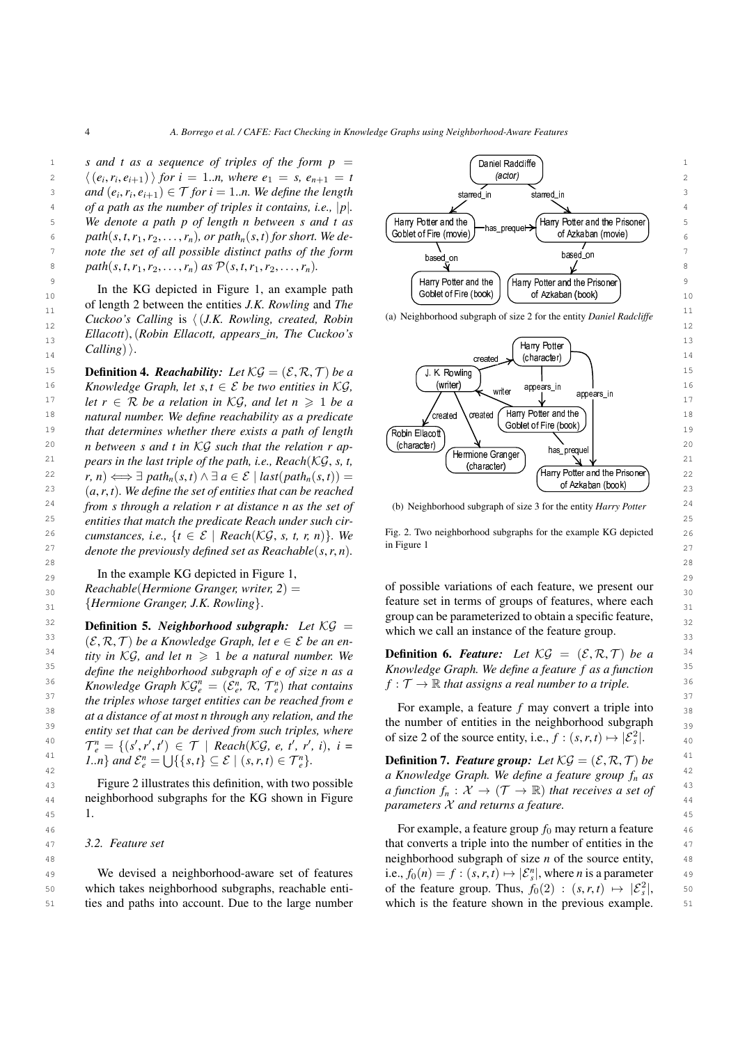*s and t as a sequence of triples of the form $p = \langle (e_i, r_i, e_{i+1}) \rangle$ for $i = 1..n$, where $e_1 = s$, $e_{n+1} = t$ and $(e_i, r_i, e_{i+1}) \in \mathcal{T}$ for $i = 1..n$. We define the length of a path as the number of triples it contains, i.e., $|p|$. We denote a path p of length n between s and t as $path(s, t, r_1, r_2, \ldots, r_n)$, or $path_n(s, t)$ for short. We denote the set of all possible distinct paths of the form $path(s, t, r_1, r_2, \ldots, r_n)$ as $\mathcal{P}(s, t, r_1, r_2, \ldots, r_n)$.*

In the KG depicted in Figure 1, an example path of length 2 between the entities *J.K. Rowling* and *The Cuckoo's Calling* is $\langle$ (*J.K. Rowling, created, Robin Ellacott*), (*Robin Ellacott, appears_in, The Cuckoo's Calling*) $\rangle$.

**Definition 4.** ***Reachability:*** *Let $\mathcal{KG} = (\mathcal{E}, \mathcal{R}, \mathcal{T})$ be a Knowledge Graph, let $s, t \in \mathcal{E}$ be two entities in $\mathcal{KG}$, let $r \in \mathcal{R}$ be a relation in $\mathcal{KG}$, and let $n \geqslant 1$ be a natural number. We define reachability as a predicate that determines whether there exists a path of length n between s and t in $\mathcal{KG}$ such that the relation r appears in the last triple of the path, i.e., $Reach(\mathcal{KG}, s, t, r, n) \iff \exists\ path_n(s, t) \wedge \exists\ a \in \mathcal{E} \mid last(path_n(s, t)) = (a, r, t)$. We define the set of entities that can be reached from s through a relation r at distance n as the set of entities that match the predicate Reach under such circumstances, i.e., $\{t \in \mathcal{E} \mid Reach(\mathcal{KG}, s, t, r, n)\}$. We denote the previously defined set as $Reachable(s, r, n)$.*

In the example KG depicted in Figure 1, $Reachable(Hermione\ Granger, writer, 2) =$ {*Hermione Granger, J.K. Rowling*}.

**Definition 5.** ***Neighborhood subgraph:*** *Let $\mathcal{KG} = (\mathcal{E}, \mathcal{R}, \mathcal{T})$ be a Knowledge Graph, let $e \in \mathcal{E}$ be an entity in $\mathcal{KG}$, and let $n \geqslant 1$ be a natural number. We define the neighborhood subgraph of e of size n as a Knowledge Graph $\mathcal{KG}_e^n = (\mathcal{E}_e^n, \mathcal{R}, \mathcal{T}_e^n)$ that contains the triples whose target entities can be reached from e at a distance of at most n through any relation, and the entity set that can be derived from such triples, where $\mathcal{T}_e^n = \{(s', r', t') \in \mathcal{T} \mid Reach(\mathcal{KG}, e, t', r', i),\ i = 1..n\}$ and $\mathcal{E}_e^n = \bigcup\{\{s, t\} \subseteq \mathcal{E} \mid (s, r, t) \in \mathcal{T}_e^n\}$.*

Figure 2 illustrates this definition, with two possible neighborhood subgraphs for the KG shown in Figure 1.

(a) Neighborhood subgraph of size 2 for the entity *Daniel Radcliffe*

(b) Neighborhood subgraph of size 3 for the entity *Harry Potter*

Fig. 2. Two neighborhood subgraphs for the example KG depicted in Figure 1

### 3.2. Feature set

We devised a neighborhood-aware set of features which takes neighborhood subgraphs, reachable entities and paths into account. Due to the large number of possible variations of each feature, we present our feature set in terms of groups of features, where each group can be parameterized to obtain a specific feature, which we call an instance of the feature group.

**Definition 6.** ***Feature:*** *Let $\mathcal{KG} = (\mathcal{E}, \mathcal{R}, \mathcal{T})$ be a Knowledge Graph. We define a feature f as a function $f : \mathcal{T} \to \mathbb{R}$ that assigns a real number to a triple.*

For example, a feature $f$ may convert a triple into the number of entities in the neighborhood subgraph of size 2 of the source entity, i.e., $f : (s, r, t) \mapsto |\mathcal{E}_s^2|$.

**Definition 7.** ***Feature group:*** *Let $\mathcal{KG} = (\mathcal{E}, \mathcal{R}, \mathcal{T})$ be a Knowledge Graph. We define a feature group $f_n$ as a function $f_n : \mathcal{X} \to (\mathcal{T} \to \mathbb{R})$ that receives a set of parameters $\mathcal{X}$ and returns a feature.*

For example, a feature group $f_0$ may return a feature that converts a triple into the number of entities in the neighborhood subgraph of size $n$ of the source entity, i.e., $f_0(n) = f : (s, r, t) \mapsto |\mathcal{E}_s^n|$, where $n$ is a parameter of the feature group. Thus, $f_0(2) : (s, r, t) \mapsto |\mathcal{E}_s^2|$, which is the feature shown in the previous example.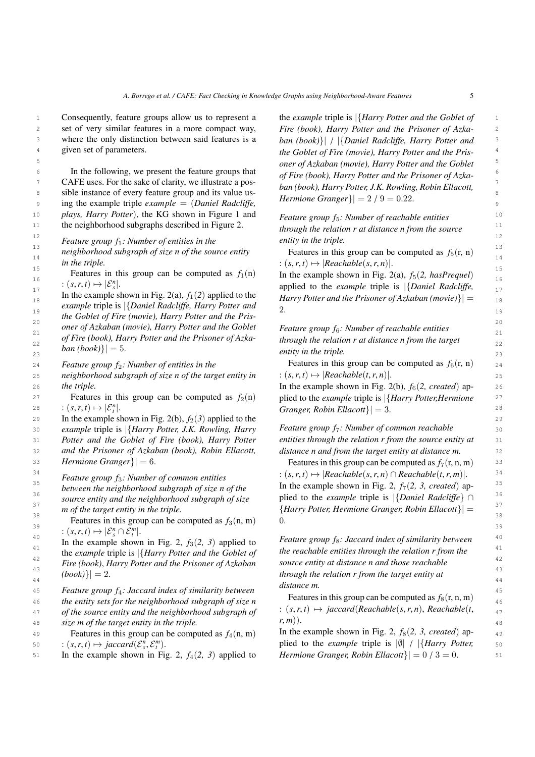Consequently, feature groups allow us to represent a set of very similar features in a more compact way, where the only distinction between said features is a given set of parameters.

In the following, we present the feature groups that CAFE uses. For the sake of clarity, we illustrate a possible instance of every feature group and its value using the example triple *example* = (*Daniel Radcliffe, plays, Harry Potter*), the KG shown in Figure 1 and the neighborhood subgraphs described in Figure 2.

*Feature group $f_1$: Number of entities in the neighborhood subgraph of size n of the source entity in the triple.*

Features in this group can be computed as $f_1(\text{n}) : (s, r, t) \mapsto |\mathcal{E}_s^n|$.
In the example shown in Fig. 2(a), $f_1(2)$ applied to the *example* triple is |{*Daniel Radcliffe, Harry Potter and the Goblet of Fire (movie), Harry Potter and the Prisoner of Azkaban (movie), Harry Potter and the Goblet of Fire (book), Harry Potter and the Prisoner of Azkaban (book)*}| = 5.

*Feature group $f_2$: Number of entities in the neighborhood subgraph of size n of the target entity in the triple.*

Features in this group can be computed as $f_2(\text{n}) : (s, r, t) \mapsto |\mathcal{E}_t^n|$.
In the example shown in Fig. 2(b), $f_2(3)$ applied to the *example* triple is |{*Harry Potter, J.K. Rowling, Harry Potter and the Goblet of Fire (book), Harry Potter and the Prisoner of Azkaban (book), Robin Ellacott, Hermione Granger*}| = 6.

*Feature group $f_3$: Number of common entities between the neighborhood subgraph of size n of the source entity and the neighborhood subgraph of size m of the target entity in the triple.*

Features in this group can be computed as $f_3(\text{n, m}) : (s, r, t) \mapsto |\mathcal{E}_s^n \cap \mathcal{E}_t^m|$.
In the example shown in Fig. 2, $f_3(2, 3)$ applied to the *example* triple is |{*Harry Potter and the Goblet of Fire (book)*, *Harry Potter and the Prisoner of Azkaban (book)*}| = 2.

*Feature group $f_4$: Jaccard index of similarity between the entity sets for the neighborhood subgraph of size n of the source entity and the neighborhood subgraph of size m of the target entity in the triple.*

Features in this group can be computed as $f_4(\text{n, m}) : (s, r, t) \mapsto jaccard(\mathcal{E}_s^n, \mathcal{E}_t^m)$.
In the example shown in Fig. 2, $f_4(2, 3)$ applied to the *example* triple is |{*Harry Potter and the Goblet of Fire (book), Harry Potter and the Prisoner of Azkaban (book)*}| / |{*Daniel Radcliffe, Harry Potter and the Goblet of Fire (movie), Harry Potter and the Prisoner of Azkaban (movie), Harry Potter and the Goblet of Fire (book), Harry Potter and the Prisoner of Azkaban (book), Harry Potter, J.K. Rowling, Robin Ellacott, Hermione Granger*}| = 2 / 9 = 0.22.

*Feature group $f_5$: Number of reachable entities through the relation r at distance n from the source entity in the triple.*

Features in this group can be computed as $f_5(\text{r, n}) : (s, r, t) \mapsto |Reachable(s, r, n)|$.
In the example shown in Fig. 2(a), $f_5(2, \textit{hasPrequel})$ applied to the *example* triple is |{*Daniel Radcliffe, Harry Potter and the Prisoner of Azkaban (movie)*}| = 2.

*Feature group $f_6$: Number of reachable entities through the relation r at distance n from the target entity in the triple.*

Features in this group can be computed as $f_6(\text{r, n}) : (s, r, t) \mapsto |Reachable(t, r, n)|$.
In the example shown in Fig. 2(b), $f_6(2, \textit{created})$ applied to the *example* triple is |{*Harry Potter,Hermione Granger, Robin Ellacott*}| = 3.

*Feature group $f_7$: Number of common reachable entities through the relation r from the source entity at distance n and from the target entity at distance m.*

Features in this group can be computed as $f_7(\text{r, n, m}) : (s, r, t) \mapsto |Reachable(s, r, n) \cap Reachable(t, r, m)|$.
In the example shown in Fig. 2, $f_7(2, 3, \textit{created})$ applied to the *example* triple is |{*Daniel Radcliffe*} ∩ {*Harry Potter, Hermione Granger, Robin Ellacott*}| = 0.

*Feature group $f_8$: Jaccard index of similarity between the reachable entities through the relation r from the source entity at distance n and those reachable through the relation r from the target entity at distance m.*

Features in this group can be computed as $f_8(\text{r, n, m}) : (s, r, t) \mapsto jaccard(Reachable(s, r, n), Reachable(t, r, m))$.
In the example shown in Fig. 2, $f_8(2, 3, \textit{created})$ applied to the *example* triple is |∅| / |{*Harry Potter, Hermione Granger, Robin Ellacott*}| = 0 / 3 = 0.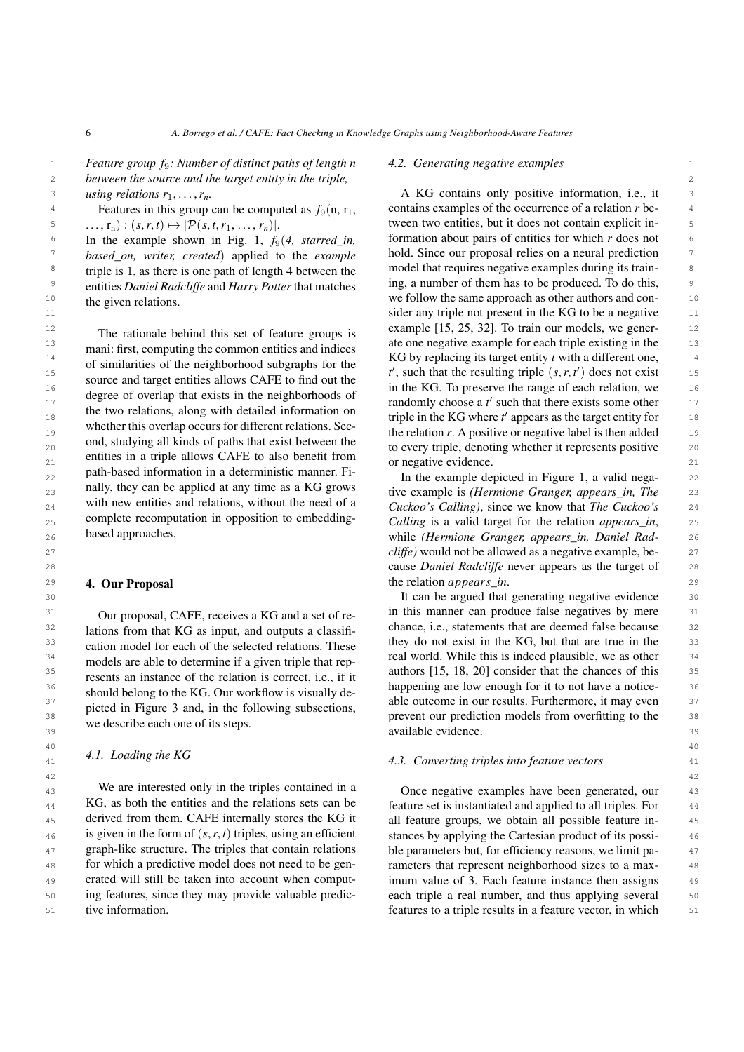*Feature group $f_9$: Number of distinct paths of length n between the source and the target entity in the triple, using relations $r_1, \ldots, r_n$.*

Features in this group can be computed as $f_9(\text{n}, \text{r}_1, \ldots, \text{r}_\text{n}) : (s, r, t) \mapsto |\mathcal{P}(s, t, r_1, \ldots, r_n)|$. In the example shown in Fig. 1, $f_9$(*4, starred_in, based_on, writer, created*) applied to the *example* triple is 1, as there is one path of length 4 between the entities *Daniel Radcliffe* and *Harry Potter* that matches the given relations.

The rationale behind this set of feature groups is mani: first, computing the common entities and indices of similarities of the neighborhood subgraphs for the source and target entities allows CAFE to find out the degree of overlap that exists in the neighborhoods of the two relations, along with detailed information on whether this overlap occurs for different relations. Second, studying all kinds of paths that exist between the entities in a triple allows CAFE to also benefit from path-based information in a deterministic manner. Finally, they can be applied at any time as a KG grows with new entities and relations, without the need of a complete recomputation in opposition to embedding-based approaches.

## 4. Our Proposal

Our proposal, CAFE, receives a KG and a set of relations from that KG as input, and outputs a classification model for each of the selected relations. These models are able to determine if a given triple that represents an instance of the relation is correct, i.e., if it should belong to the KG. Our workflow is visually depicted in Figure 3 and, in the following subsections, we describe each one of its steps.

### 4.1. Loading the KG

We are interested only in the triples contained in a KG, as both the entities and the relations sets can be derived from them. CAFE internally stores the KG it is given in the form of $(s, r, t)$ triples, using an efficient graph-like structure. The triples that contain relations for which a predictive model does not need to be generated will still be taken into account when computing features, since they may provide valuable predictive information.

### 4.2. Generating negative examples

A KG contains only positive information, i.e., it contains examples of the occurrence of a relation $r$ between two entities, but it does not contain explicit information about pairs of entities for which $r$ does not hold. Since our proposal relies on a neural prediction model that requires negative examples during its training, a number of them has to be produced. To do this, we follow the same approach as other authors and consider any triple not present in the KG to be a negative example [15, 25, 32]. To train our models, we generate one negative example for each triple existing in the KG by replacing its target entity $t$ with a different one, $t'$, such that the resulting triple $(s, r, t')$ does not exist in the KG. To preserve the range of each relation, we randomly choose a $t'$ such that there exists some other triple in the KG where $t'$ appears as the target entity for the relation $r$. A positive or negative label is then added to every triple, denoting whether it represents positive or negative evidence.

In the example depicted in Figure 1, a valid negative example is *(Hermione Granger, appears_in, The Cuckoo's Calling)*, since we know that *The Cuckoo's Calling* is a valid target for the relation *appears_in*, while *(Hermione Granger, appears_in, Daniel Radcliffe)* would not be allowed as a negative example, because *Daniel Radcliffe* never appears as the target of the relation *appears_in*.

It can be argued that generating negative evidence in this manner can produce false negatives by mere chance, i.e., statements that are deemed false because they do not exist in the KG, but that are true in the real world. While this is indeed plausible, we as other authors [15, 18, 20] consider that the chances of this happening are low enough for it to not have a noticeable outcome in our results. Furthermore, it may even prevent our prediction models from overfitting to the available evidence.

### 4.3. Converting triples into feature vectors

Once negative examples have been generated, our feature set is instantiated and applied to all triples. For all feature groups, we obtain all possible feature instances by applying the Cartesian product of its possible parameters but, for efficiency reasons, we limit parameters that represent neighborhood sizes to a maximum value of 3. Each feature instance then assigns each triple a real number, and thus applying several features to a triple results in a feature vector, in which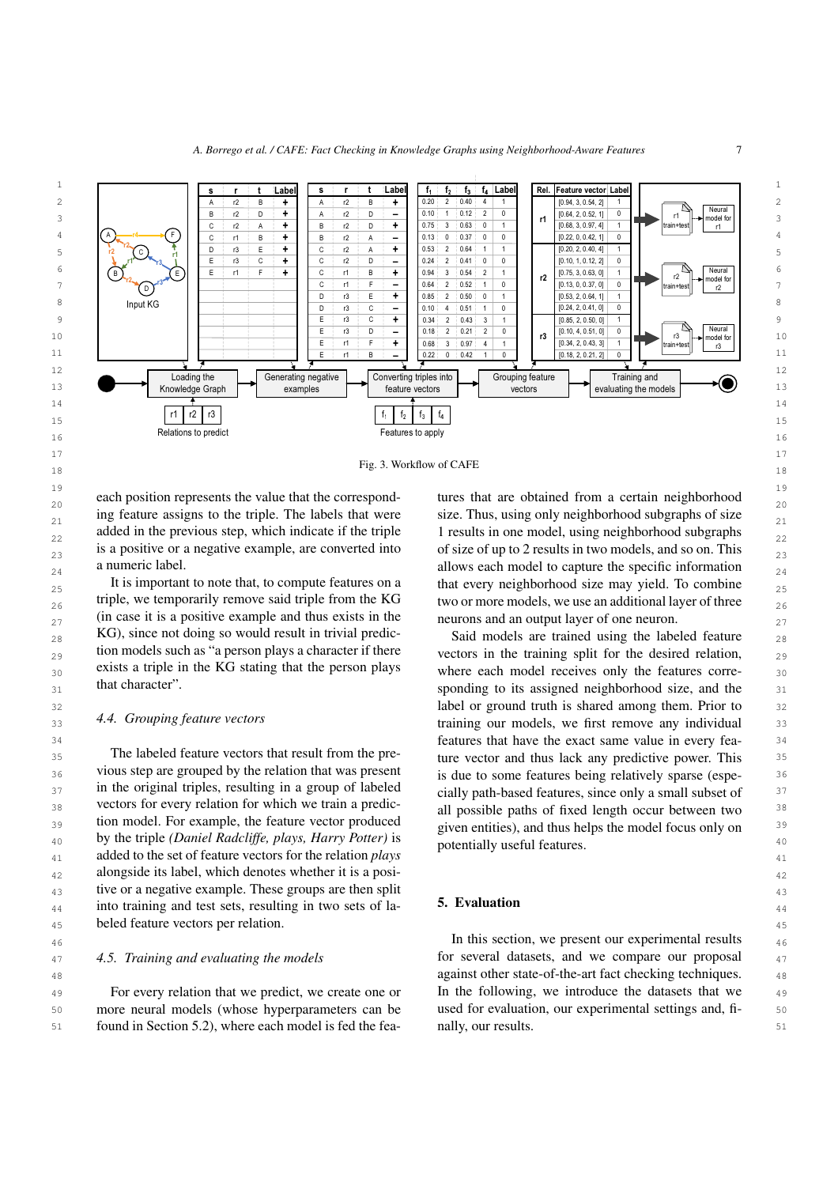Fig. 3. Workflow of CAFE

each position represents the value that the corresponding feature assigns to the triple. The labels that were added in the previous step, which indicate if the triple is a positive or a negative example, are converted into a numeric label.

It is important to note that, to compute features on a triple, we temporarily remove said triple from the KG (in case it is a positive example and thus exists in the KG), since not doing so would result in trivial prediction models such as "a person plays a character if there exists a triple in the KG stating that the person plays that character".

### 4.4. Grouping feature vectors

The labeled feature vectors that result from the previous step are grouped by the relation that was present in the original triples, resulting in a group of labeled vectors for every relation for which we train a prediction model. For example, the feature vector produced by the triple *(Daniel Radcliffe, plays, Harry Potter)* is added to the set of feature vectors for the relation *plays* alongside its label, which denotes whether it is a positive or a negative example. These groups are then split into training and test sets, resulting in two sets of labeled feature vectors per relation.

### 4.5. Training and evaluating the models

For every relation that we predict, we create one or more neural models (whose hyperparameters can be found in Section 5.2), where each model is fed the features that are obtained from a certain neighborhood size. Thus, using only neighborhood subgraphs of size 1 results in one model, using neighborhood subgraphs of size of up to 2 results in two models, and so on. This allows each model to capture the specific information that every neighborhood size may yield. To combine two or more models, we use an additional layer of three neurons and an output layer of one neuron.

Said models are trained using the labeled feature vectors in the training split for the desired relation, where each model receives only the features corresponding to its assigned neighborhood size, and the label or ground truth is shared among them. Prior to training our models, we first remove any individual features that have the exact same value in every feature vector and thus lack any predictive power. This is due to some features being relatively sparse (especially path-based features, since only a small subset of all possible paths of fixed length occur between two given entities), and thus helps the model focus only on potentially useful features.

## 5. Evaluation

In this section, we present our experimental results for several datasets, and we compare our proposal against other state-of-the-art fact checking techniques. In the following, we introduce the datasets that we used for evaluation, our experimental settings and, finally, our results.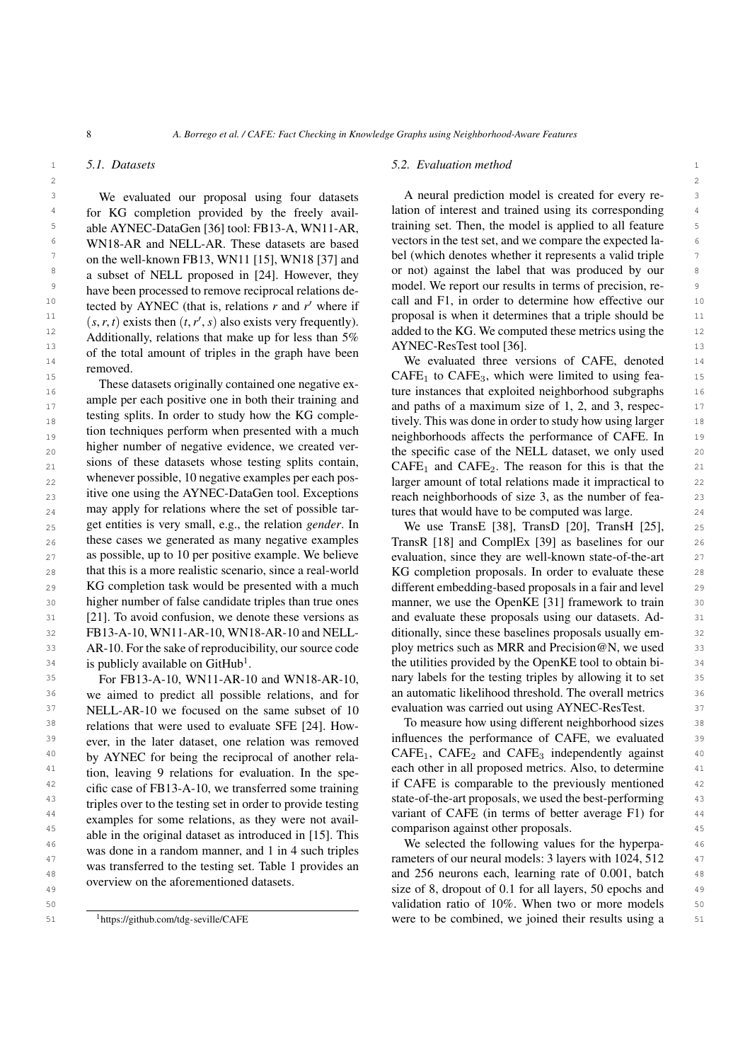### 5.1. Datasets

We evaluated our proposal using four datasets for KG completion provided by the freely available AYNEC-DataGen [36] tool: FB13-A, WN11-AR, WN18-AR and NELL-AR. These datasets are based on the well-known FB13, WN11 [15], WN18 [37] and a subset of NELL proposed in [24]. However, they have been processed to remove reciprocal relations detected by AYNEC (that is, relations $r$ and $r'$ where if $(s, r, t)$ exists then $(t, r', s)$ also exists very frequently). Additionally, relations that make up for less than 5% of the total amount of triples in the graph have been removed.

These datasets originally contained one negative example per each positive one in both their training and testing splits. In order to study how the KG completion techniques perform when presented with a much higher number of negative evidence, we created versions of these datasets whose testing splits contain, whenever possible, 10 negative examples per each positive one using the AYNEC-DataGen tool. Exceptions may apply for relations where the set of possible target entities is very small, e.g., the relation *gender*. In these cases we generated as many negative examples as possible, up to 10 per positive example. We believe that this is a more realistic scenario, since a real-world KG completion task would be presented with a much higher number of false candidate triples than true ones [21]. To avoid confusion, we denote these versions as FB13-A-10, WN11-AR-10, WN18-AR-10 and NELL-AR-10. For the sake of reproducibility, our source code is publicly available on GitHub[1].

For FB13-A-10, WN11-AR-10 and WN18-AR-10, we aimed to predict all possible relations, and for NELL-AR-10 we focused on the same subset of 10 relations that were used to evaluate SFE [24]. However, in the later dataset, one relation was removed by AYNEC for being the reciprocal of another relation, leaving 9 relations for evaluation. In the specific case of FB13-A-10, we transferred some training triples over to the testing set in order to provide testing examples for some relations, as they were not available in the original dataset as introduced in [15]. This was done in a random manner, and 1 in 4 such triples was transferred to the testing set. Table 1 provides an overview on the aforementioned datasets.

[1] https://github.com/tdg-seville/CAFE

### 5.2. Evaluation method

A neural prediction model is created for every relation of interest and trained using its corresponding training set. Then, the model is applied to all feature vectors in the test set, and we compare the expected label (which denotes whether it represents a valid triple or not) against the label that was produced by our model. We report our results in terms of precision, recall and F1, in order to determine how effective our proposal is when it determines that a triple should be added to the KG. We computed these metrics using the AYNEC-ResTest tool [36].

We evaluated three versions of CAFE, denoted $\text{CAFE}_1$ to $\text{CAFE}_3$, which were limited to using feature instances that exploited neighborhood subgraphs and paths of a maximum size of 1, 2, and 3, respectively. This was done in order to study how using larger neighborhoods affects the performance of CAFE. In the specific case of the NELL dataset, we only used $\text{CAFE}_1$ and $\text{CAFE}_2$. The reason for this is that the larger amount of total relations made it impractical to reach neighborhoods of size 3, as the number of features that would have to be computed was large.

We use TransE [38], TransD [20], TransH [25], TransR [18] and ComplEx [39] as baselines for our evaluation, since they are well-known state-of-the-art KG completion proposals. In order to evaluate these different embedding-based proposals in a fair and level manner, we use the OpenKE [31] framework to train and evaluate these proposals using our datasets. Additionally, since these baselines proposals usually employ metrics such as MRR and Precision@N, we used the utilities provided by the OpenKE tool to obtain binary labels for the testing triples by allowing it to set an automatic likelihood threshold. The overall metrics evaluation was carried out using AYNEC-ResTest.

To measure how using different neighborhood sizes influences the performance of CAFE, we evaluated $\text{CAFE}_1$, $\text{CAFE}_2$ and $\text{CAFE}_3$ independently against each other in all proposed metrics. Also, to determine if CAFE is comparable to the previously mentioned state-of-the-art proposals, we used the best-performing variant of CAFE (in terms of better average F1) for comparison against other proposals.

We selected the following values for the hyperparameters of our neural models: 3 layers with 1024, 512 and 256 neurons each, learning rate of 0.001, batch size of 8, dropout of 0.1 for all layers, 50 epochs and validation ratio of 10%. When two or more models were to be combined, we joined their results using a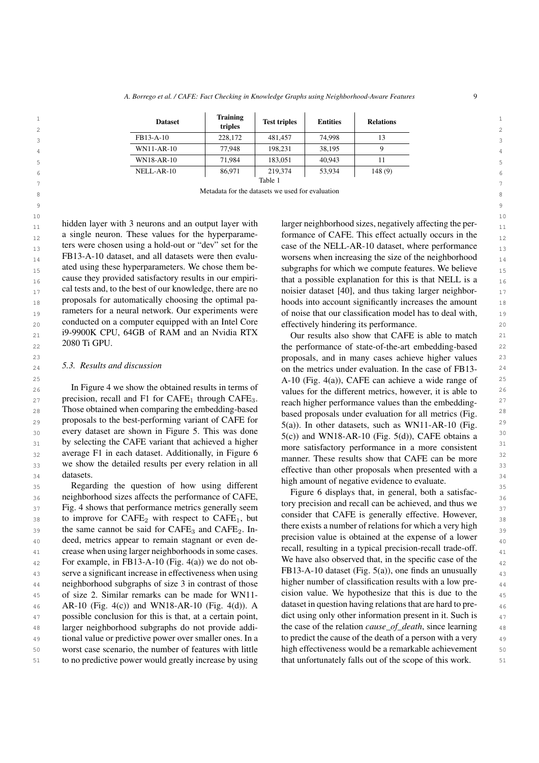| Dataset | Training triples | Test triples | Entities | Relations |
|---|---|---|---|---|
| FB13-A-10 | 228,172 | 481,457 | 74,998 | 13 |
| WN11-AR-10 | 77,948 | 198,231 | 38,195 | 9 |
| WN18-AR-10 | 71,984 | 183,051 | 40,943 | 11 |
| NELL-AR-10 | 86,971 | 219,374 | 53,934 | 148 (9) |

Table 1

Metadata for the datasets we used for evaluation

hidden layer with 3 neurons and an output layer with a single neuron. These values for the hyperparameters were chosen using a hold-out or "dev" set for the FB13-A-10 dataset, and all datasets were then evaluated using these hyperparameters. We chose them because they provided satisfactory results in our empirical tests and, to the best of our knowledge, there are no proposals for automatically choosing the optimal parameters for a neural network. Our experiments were conducted on a computer equipped with an Intel Core i9-9900K CPU, 64GB of RAM and an Nvidia RTX 2080 Ti GPU.

### 5.3. Results and discussion

In Figure 4 we show the obtained results in terms of precision, recall and F1 for $\text{CAFE}_1$ through $\text{CAFE}_3$. Those obtained when comparing the embedding-based proposals to the best-performing variant of CAFE for every dataset are shown in Figure 5. This was done by selecting the CAFE variant that achieved a higher average F1 in each dataset. Additionally, in Figure 6 we show the detailed results per every relation in all datasets.

Regarding the question of how using different neighborhood sizes affects the performance of CAFE, Fig. 4 shows that performance metrics generally seem to improve for $\text{CAFE}_2$ with respect to $\text{CAFE}_1$, but the same cannot be said for $\text{CAFE}_3$ and $\text{CAFE}_2$. Indeed, metrics appear to remain stagnant or even decrease when using larger neighborhoods in some cases. For example, in FB13-A-10 (Fig. 4(a)) we do not observe a significant increase in effectiveness when using neighborhood subgraphs of size 3 in contrast of those of size 2. Similar remarks can be made for WN11-AR-10 (Fig. 4(c)) and WN18-AR-10 (Fig. 4(d)). A possible conclusion for this is that, at a certain point, larger neighborhood subgraphs do not provide additional value or predictive power over smaller ones. In a worst case scenario, the number of features with little to no predictive power would greatly increase by using larger neighborhood sizes, negatively affecting the performance of CAFE. This effect actually occurs in the case of the NELL-AR-10 dataset, where performance worsens when increasing the size of the neighborhood subgraphs for which we compute features. We believe that a possible explanation for this is that NELL is a noisier dataset [40], and thus taking larger neighborhoods into account significantly increases the amount of noise that our classification model has to deal with, effectively hindering its performance.

Our results also show that CAFE is able to match the performance of state-of-the-art embedding-based proposals, and in many cases achieve higher values on the metrics under evaluation. In the case of FB13-A-10 (Fig. 4(a)), CAFE can achieve a wide range of values for the different metrics, however, it is able to reach higher performance values than the embedding-based proposals under evaluation for all metrics (Fig. 5(a)). In other datasets, such as WN11-AR-10 (Fig. 5(c)) and WN18-AR-10 (Fig. 5(d)), CAFE obtains a more satisfactory performance in a more consistent manner. These results show that CAFE can be more effective than other proposals when presented with a high amount of negative evidence to evaluate.

Figure 6 displays that, in general, both a satisfactory precision and recall can be achieved, and thus we consider that CAFE is generally effective. However, there exists a number of relations for which a very high precision value is obtained at the expense of a lower recall, resulting in a typical precision-recall trade-off. We have also observed that, in the specific case of the FB13-A-10 dataset (Fig. 5(a)), one finds an unusually higher number of classification results with a low precision value. We hypothesize that this is due to the dataset in question having relations that are hard to predict using only other information present in it. Such is the case of the relation *cause_of_death*, since learning to predict the cause of the death of a person with a very high effectiveness would be a remarkable achievement that unfortunately falls out of the scope of this work.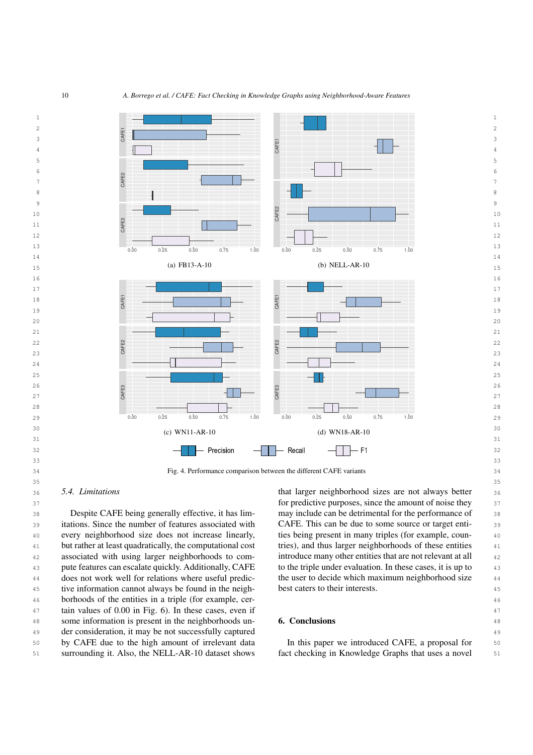(a) FB13-A-10

(b) NELL-AR-10

(c) WN11-AR-10

(d) WN18-AR-10

Fig. 4. Performance comparison between the different CAFE variants

### 5.4. Limitations

Despite CAFE being generally effective, it has limitations. Since the number of features associated with every neighborhood size does not increase linearly, but rather at least quadratically, the computational cost associated with using larger neighborhoods to compute features can escalate quickly. Additionally, CAFE does not work well for relations where useful predictive information cannot always be found in the neighborhoods of the entities in a triple (for example, certain values of 0.00 in Fig. 6). In these cases, even if some information is present in the neighborhoods under consideration, it may be not successfully captured by CAFE due to the high amount of irrelevant data surrounding it. Also, the NELL-AR-10 dataset shows that larger neighborhood sizes are not always better for predictive purposes, since the amount of noise they may include can be detrimental for the performance of CAFE. This can be due to some source or target entities being present in many triples (for example, countries), and thus larger neighborhoods of these entities introduce many other entities that are not relevant at all to the triple under evaluation. In these cases, it is up to the user to decide which maximum neighborhood size best caters to their interests.

## 6. Conclusions

In this paper we introduced CAFE, a proposal for fact checking in Knowledge Graphs that uses a novel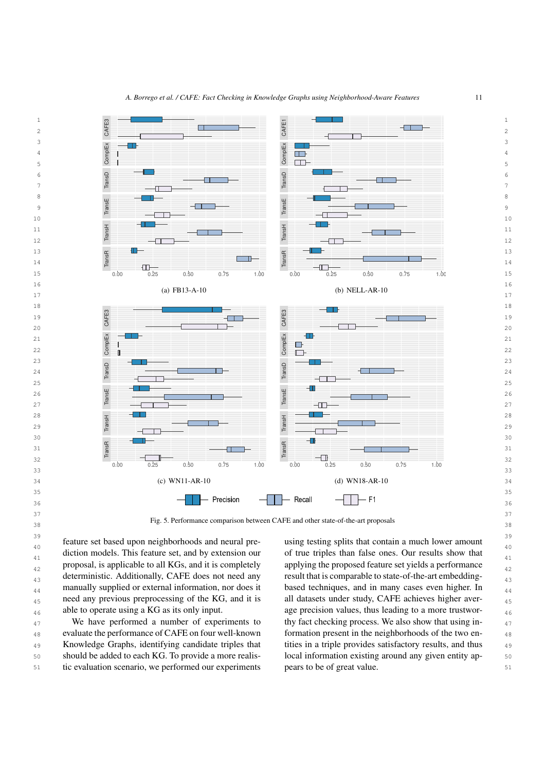(a) FB13-A-10

(b) NELL-AR-10

(c) WN11-AR-10

(d) WN18-AR-10

Fig. 5. Performance comparison between CAFE and other state-of-the-art proposals

feature set based upon neighborhoods and neural prediction models. This feature set, and by extension our proposal, is applicable to all KGs, and it is completely deterministic. Additionally, CAFE does not need any manually supplied or external information, nor does it need any previous preprocessing of the KG, and it is able to operate using a KG as its only input.

We have performed a number of experiments to evaluate the performance of CAFE on four well-known Knowledge Graphs, identifying candidate triples that should be added to each KG. To provide a more realistic evaluation scenario, we performed our experiments using testing splits that contain a much lower amount of true triples than false ones. Our results show that applying the proposed feature set yields a performance result that is comparable to state-of-the-art embedding-based techniques, and in many cases even higher. In all datasets under study, CAFE achieves higher average precision values, thus leading to a more trustworthy fact checking process. We also show that using information present in the neighborhoods of the two entities in a triple provides satisfactory results, and thus local information existing around any given entity appears to be of great value.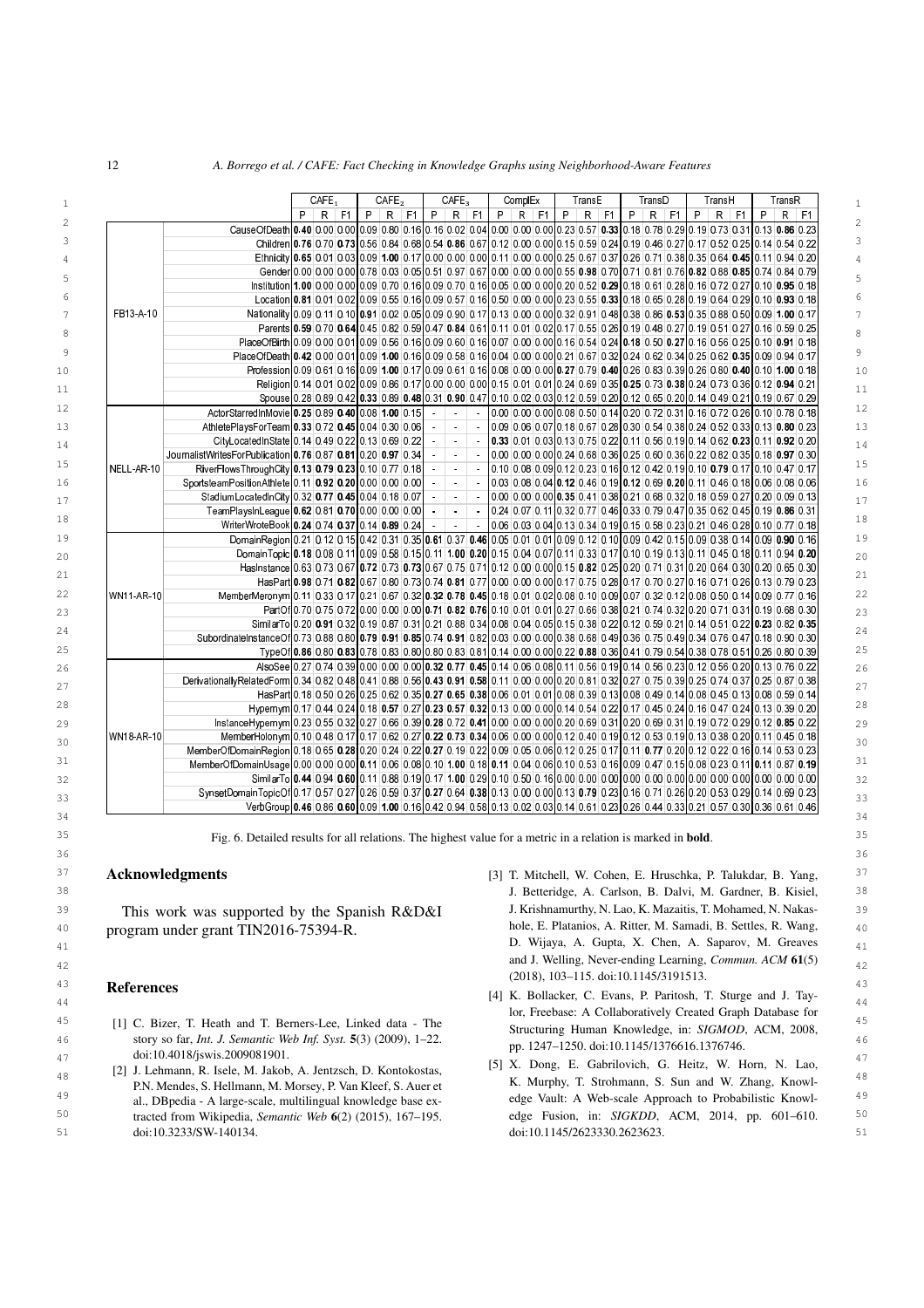| | | CAFE$_1$ | | | CAFE$_2$ | | | CAFE$_3$ | | | ComplEx | | | TransE | | | TransD | | | TransH | | | TransR | | |
|---|---|---|---|---|---|---|---|---|---|---|---|---|---|---|---|---|---|---|---|---|---|---|---|---|---|---|
| | | P | R | F1 | P | R | F1 | P | R | F1 | P | R | F1 | P | R | F1 | P | R | F1 | P | R | F1 | P | R | F1 |
| FB13-A-10 | CauseOfDeath | **0.40** | 0.00 | 0.00 | 0.09 | 0.80 | 0.16 | 0.16 | 0.02 | 0.04 | 0.00 | 0.00 | 0.00 | 0.23 | 0.57 | **0.33** | 0.18 | 0.78 | 0.29 | 0.19 | 0.73 | 0.31 | 0.13 | **0.86** | 0.23 |
| | Children | **0.76** | 0.70 | **0.73** | 0.56 | 0.84 | 0.68 | 0.54 | **0.86** | 0.67 | 0.12 | 0.00 | 0.00 | 0.15 | 0.59 | 0.24 | 0.19 | 0.46 | 0.27 | 0.17 | 0.52 | 0.25 | 0.14 | 0.54 | 0.22 |
| | Ethnicity | **0.65** | 0.01 | 0.03 | 0.09 | **1.00** | 0.17 | 0.00 | 0.00 | 0.00 | 0.11 | 0.00 | 0.00 | 0.25 | 0.67 | 0.37 | 0.26 | 0.71 | 0.38 | 0.35 | 0.64 | **0.45** | 0.11 | 0.94 | 0.20 |
| | Gender | 0.00 | 0.00 | 0.00 | 0.78 | 0.03 | 0.05 | 0.51 | 0.97 | 0.67 | 0.00 | 0.00 | 0.00 | 0.55 | **0.98** | 0.70 | 0.71 | 0.81 | 0.76 | **0.82** | 0.88 | **0.85** | 0.74 | 0.84 | 0.79 |
| | Institution | **1.00** | 0.00 | 0.00 | 0.09 | 0.70 | 0.16 | 0.09 | 0.70 | 0.16 | 0.05 | 0.00 | 0.00 | 0.20 | 0.52 | **0.29** | 0.18 | 0.61 | 0.28 | 0.16 | 0.72 | 0.27 | 0.10 | **0.95** | 0.18 |
| | Location | **0.81** | 0.01 | 0.02 | 0.09 | 0.55 | 0.16 | 0.09 | 0.57 | 0.16 | 0.50 | 0.00 | 0.00 | 0.23 | 0.55 | **0.33** | 0.18 | 0.65 | 0.28 | 0.19 | 0.64 | 0.29 | 0.10 | **0.93** | 0.18 |
| | Nationality | 0.09 | 0.11 | 0.10 | **0.91** | 0.02 | 0.05 | 0.09 | 0.90 | 0.17 | 0.13 | 0.00 | 0.00 | 0.32 | 0.91 | 0.48 | 0.38 | 0.86 | **0.53** | 0.35 | 0.88 | 0.50 | 0.09 | **1.00** | 0.17 |
| | Parents | **0.59** | 0.70 | **0.64** | 0.45 | 0.82 | 0.59 | 0.47 | **0.84** | 0.61 | 0.11 | 0.01 | 0.02 | 0.17 | 0.55 | 0.26 | 0.19 | 0.48 | 0.27 | 0.19 | 0.51 | 0.27 | 0.16 | 0.59 | 0.25 |
| | PlaceOfBirth | 0.09 | 0.00 | 0.01 | 0.09 | 0.56 | 0.16 | 0.09 | 0.60 | 0.16 | 0.07 | 0.00 | 0.00 | 0.16 | 0.54 | 0.24 | **0.18** | 0.50 | **0.27** | 0.16 | 0.56 | 0.25 | 0.10 | **0.91** | 0.18 |
| | PlaceOfDeath | **0.42** | 0.00 | 0.01 | 0.09 | **1.00** | 0.16 | 0.09 | 0.58 | 0.16 | 0.04 | 0.00 | 0.00 | 0.21 | 0.67 | 0.32 | 0.24 | 0.62 | 0.34 | 0.25 | 0.62 | **0.35** | 0.09 | 0.94 | 0.17 |
| | Profession | 0.09 | 0.61 | 0.16 | 0.09 | **1.00** | 0.17 | 0.09 | 0.61 | 0.16 | 0.08 | 0.00 | 0.00 | **0.27** | 0.79 | **0.40** | 0.26 | 0.83 | 0.39 | 0.26 | 0.80 | **0.40** | 0.10 | **1.00** | 0.18 |
| | Religion | 0.14 | 0.01 | 0.02 | 0.09 | 0.86 | 0.17 | 0.00 | 0.00 | 0.00 | 0.15 | 0.01 | 0.01 | 0.24 | 0.69 | 0.35 | **0.25** | 0.73 | **0.38** | 0.24 | 0.73 | 0.36 | 0.12 | **0.94** | 0.21 |
| | Spouse | 0.28 | 0.89 | 0.42 | **0.33** | 0.89 | **0.48** | 0.31 | **0.90** | 0.47 | 0.10 | 0.02 | 0.03 | 0.12 | 0.59 | 0.20 | 0.12 | 0.65 | 0.20 | 0.14 | 0.49 | 0.21 | 0.19 | 0.67 | 0.29 |
| NELL-AR-10 | ActorStarredInMovie | **0.25** | 0.89 | **0.40** | 0.08 | **1.00** | 0.15 | - | - | - | 0.00 | 0.00 | 0.00 | 0.08 | 0.50 | 0.14 | 0.20 | 0.72 | 0.31 | 0.16 | 0.72 | 0.26 | 0.10 | 0.78 | 0.18 |
| | AthletePlaysForTeam | **0.33** | 0.72 | **0.45** | 0.04 | 0.30 | 0.06 | - | - | - | 0.09 | 0.06 | 0.07 | 0.18 | 0.67 | 0.28 | 0.30 | 0.54 | 0.38 | 0.24 | 0.52 | 0.33 | 0.13 | **0.80** | 0.23 |
| | CityLocatedInState | 0.14 | 0.49 | 0.22 | 0.13 | 0.69 | 0.22 | - | - | - | **0.33** | 0.01 | 0.03 | 0.13 | 0.75 | 0.22 | 0.11 | 0.56 | 0.19 | 0.14 | 0.62 | **0.23** | 0.11 | **0.92** | 0.20 |
| | JournalistWritesForPublication | **0.76** | 0.87 | **0.81** | 0.20 | **0.97** | 0.34 | - | - | - | 0.00 | 0.00 | 0.00 | 0.24 | 0.68 | 0.36 | 0.25 | 0.60 | 0.36 | 0.22 | 0.82 | 0.35 | 0.18 | **0.97** | 0.30 |
| | RiverFlowsThroughCity | **0.13** | **0.79** | **0.23** | 0.10 | 0.77 | 0.18 | - | - | - | 0.10 | 0.08 | 0.09 | 0.12 | 0.23 | 0.16 | 0.12 | 0.42 | 0.19 | 0.10 | **0.79** | 0.17 | 0.10 | 0.47 | 0.17 |
| | SportsteamPositionAthlete | 0.11 | **0.92** | **0.20** | 0.00 | 0.00 | 0.00 | - | - | - | 0.03 | 0.08 | 0.04 | **0.12** | 0.46 | 0.19 | **0.12** | 0.69 | **0.20** | 0.11 | 0.46 | 0.18 | 0.06 | 0.08 | 0.06 |
| | StadiumLocatedInCity | 0.32 | **0.77** | **0.45** | 0.04 | 0.18 | 0.07 | - | - | - | 0.00 | 0.00 | 0.00 | **0.35** | 0.41 | 0.38 | 0.21 | 0.68 | 0.32 | 0.18 | 0.59 | 0.27 | 0.20 | 0.09 | 0.13 |
| | TeamPlaysInLeague | **0.62** | 0.81 | **0.70** | 0.00 | 0.00 | 0.00 | - | - | - | 0.24 | 0.07 | 0.11 | 0.32 | 0.77 | 0.46 | 0.33 | 0.79 | 0.47 | 0.35 | 0.62 | 0.45 | 0.19 | **0.86** | 0.31 |
| | WriterWroteBook | **0.24** | 0.74 | **0.37** | 0.14 | **0.89** | 0.24 | - | - | - | 0.06 | 0.03 | 0.04 | 0.13 | 0.34 | 0.19 | 0.15 | 0.58 | 0.23 | 0.21 | 0.46 | 0.28 | 0.10 | 0.77 | 0.18 |
| WN11-AR-10 | DomainRegion | 0.21 | 0.12 | 0.15 | 0.42 | 0.31 | 0.35 | **0.61** | 0.37 | **0.46** | 0.05 | 0.01 | 0.01 | 0.09 | 0.12 | 0.10 | 0.09 | 0.42 | 0.15 | 0.09 | 0.38 | 0.14 | 0.09 | **0.90** | 0.16 |
| | DomainTopic | **0.18** | 0.08 | 0.11 | 0.09 | 0.58 | 0.15 | 0.11 | **1.00** | **0.20** | 0.15 | 0.04 | 0.07 | 0.11 | 0.33 | 0.17 | 0.10 | 0.19 | 0.13 | 0.11 | 0.45 | 0.18 | 0.11 | 0.94 | **0.20** |
| | HasInstance | 0.63 | 0.73 | 0.67 | **0.72** | 0.73 | **0.73** | 0.67 | 0.75 | 0.71 | 0.12 | 0.00 | 0.00 | 0.15 | **0.82** | 0.25 | 0.20 | 0.71 | 0.31 | 0.20 | 0.64 | 0.30 | 0.20 | 0.65 | 0.30 |
| | HasPart | **0.98** | 0.71 | **0.82** | 0.67 | 0.80 | 0.73 | 0.74 | **0.81** | 0.77 | 0.00 | 0.00 | 0.00 | 0.17 | 0.75 | 0.28 | 0.17 | 0.70 | 0.27 | 0.16 | 0.71 | 0.26 | 0.13 | 0.79 | 0.23 |
| | MemberMeronym | 0.11 | 0.33 | 0.17 | 0.21 | 0.67 | 0.32 | **0.32** | **0.78** | **0.45** | 0.18 | 0.01 | 0.02 | 0.08 | 0.10 | 0.09 | 0.07 | 0.32 | 0.12 | 0.08 | 0.50 | 0.14 | 0.09 | 0.77 | 0.16 |
| | PartOf | 0.70 | 0.75 | 0.72 | 0.00 | 0.00 | 0.00 | **0.71** | **0.82** | **0.76** | 0.10 | 0.01 | 0.01 | 0.27 | 0.66 | 0.38 | 0.21 | 0.74 | 0.32 | 0.20 | 0.71 | 0.31 | 0.19 | 0.68 | 0.30 |
| | SimilarTo | 0.20 | **0.91** | 0.32 | 0.19 | 0.87 | 0.31 | 0.21 | 0.88 | 0.34 | 0.08 | 0.04 | 0.05 | 0.15 | 0.38 | 0.22 | 0.12 | 0.59 | 0.21 | 0.14 | 0.51 | 0.22 | **0.23** | 0.82 | **0.35** |
| | SubordinateInstanceOf | 0.73 | 0.88 | 0.80 | **0.79** | **0.91** | **0.85** | 0.74 | **0.91** | 0.82 | 0.03 | 0.00 | 0.00 | 0.38 | 0.68 | 0.49 | 0.36 | 0.75 | 0.49 | 0.34 | 0.76 | 0.47 | 0.18 | 0.90 | 0.30 |
| | TypeOf | **0.86** | 0.80 | **0.83** | 0.78 | 0.83 | 0.80 | 0.80 | 0.83 | 0.81 | 0.14 | 0.00 | 0.00 | 0.22 | **0.88** | 0.36 | 0.41 | 0.79 | 0.54 | 0.38 | 0.78 | 0.51 | 0.26 | 0.80 | 0.39 |
| WN18-AR-10 | AlsoSee | 0.27 | 0.74 | 0.39 | 0.00 | 0.00 | 0.00 | **0.32** | **0.77** | **0.45** | 0.14 | 0.06 | 0.08 | 0.11 | 0.56 | 0.19 | 0.14 | 0.56 | 0.23 | 0.12 | 0.56 | 0.20 | 0.13 | 0.76 | 0.22 |
| | DerivationallyRelatedForm | 0.34 | 0.82 | 0.48 | 0.41 | 0.88 | 0.56 | **0.43** | **0.91** | **0.58** | 0.11 | 0.00 | 0.00 | 0.20 | 0.81 | 0.32 | 0.27 | 0.75 | 0.39 | 0.25 | 0.74 | 0.37 | 0.25 | 0.87 | 0.38 |
| | HasPart | 0.18 | 0.50 | 0.26 | 0.25 | 0.62 | 0.35 | **0.27** | **0.65** | **0.38** | 0.06 | 0.01 | 0.01 | 0.08 | 0.39 | 0.13 | 0.08 | 0.49 | 0.14 | 0.08 | 0.45 | 0.13 | 0.08 | 0.59 | 0.14 |
| | Hypernym | 0.17 | 0.44 | 0.24 | 0.18 | **0.57** | 0.27 | **0.23** | **0.57** | **0.32** | 0.13 | 0.00 | 0.00 | 0.14 | 0.54 | 0.22 | 0.17 | 0.45 | 0.24 | 0.16 | 0.47 | 0.24 | 0.13 | 0.39 | 0.20 |
| | InstanceHypernym | 0.23 | 0.55 | 0.32 | 0.27 | 0.66 | 0.39 | **0.28** | 0.72 | **0.41** | 0.00 | 0.00 | 0.00 | 0.20 | 0.69 | 0.31 | 0.20 | 0.69 | 0.31 | 0.19 | 0.72 | 0.29 | 0.12 | **0.85** | 0.22 |
| | MemberHolonym | 0.10 | 0.48 | 0.17 | 0.17 | 0.62 | 0.27 | **0.22** | **0.73** | **0.34** | 0.06 | 0.00 | 0.00 | 0.12 | 0.40 | 0.19 | 0.12 | 0.53 | 0.19 | 0.13 | 0.38 | 0.20 | 0.11 | 0.45 | 0.18 |
| | MemberOfDomainRegion | 0.18 | 0.65 | **0.28** | 0.20 | 0.24 | 0.22 | **0.27** | 0.19 | 0.22 | 0.09 | 0.05 | 0.06 | 0.12 | 0.25 | 0.17 | 0.11 | **0.77** | 0.20 | 0.12 | 0.22 | 0.16 | 0.14 | 0.53 | 0.23 |
| | MemberOfDomainUsage | 0.00 | 0.00 | 0.00 | **0.11** | 0.06 | 0.08 | 0.10 | **1.00** | 0.18 | **0.11** | 0.04 | 0.06 | 0.10 | 0.53 | 0.16 | 0.09 | 0.47 | 0.15 | 0.08 | 0.23 | 0.11 | **0.11** | 0.87 | **0.19** |
| | SimilarTo | **0.44** | 0.94 | **0.60** | 0.11 | 0.88 | 0.19 | 0.17 | **1.00** | 0.29 | 0.10 | 0.50 | 0.16 | 0.00 | 0.00 | 0.00 | 0.00 | 0.00 | 0.00 | 0.00 | 0.00 | 0.00 | 0.00 | 0.00 | 0.00 |
| | SynsetDomainTopicOf | 0.17 | 0.57 | 0.27 | 0.26 | 0.59 | 0.37 | **0.27** | 0.64 | **0.38** | 0.13 | 0.00 | 0.00 | 0.13 | **0.79** | 0.23 | 0.16 | 0.71 | 0.26 | 0.20 | 0.53 | 0.29 | 0.14 | 0.69 | 0.23 |
| | VerbGroup | **0.46** | 0.86 | **0.60** | 0.09 | **1.00** | 0.16 | 0.42 | 0.94 | 0.58 | 0.13 | 0.02 | 0.03 | 0.14 | 0.61 | 0.23 | 0.26 | 0.44 | 0.33 | 0.21 | 0.57 | 0.30 | 0.36 | 0.61 | 0.46 |

Fig. 6. Detailed results for all relations. The highest value for a metric in a relation is marked in **bold**.

## Acknowledgments

This work was supported by the Spanish R&D&I program under grant TIN2016-75394-R.

## References

[1] C. Bizer, T. Heath and T. Berners-Lee, Linked data - The story so far, *Int. J. Semantic Web Inf. Syst.* **5**(3) (2009), 1–22. doi:10.4018/jswis.2009081901.

[2] J. Lehmann, R. Isele, M. Jakob, A. Jentzsch, D. Kontokostas, P.N. Mendes, S. Hellmann, M. Morsey, P. Van Kleef, S. Auer et al., DBpedia - A large-scale, multilingual knowledge base extracted from Wikipedia, *Semantic Web* **6**(2) (2015), 167–195. doi:10.3233/SW-140134.

[3] T. Mitchell, W. Cohen, E. Hruschka, P. Talukdar, B. Yang, J. Betteridge, A. Carlson, B. Dalvi, M. Gardner, B. Kisiel, J. Krishnamurthy, N. Lao, K. Mazaitis, T. Mohamed, N. Nakashole, E. Platanios, A. Ritter, M. Samadi, B. Settles, R. Wang, D. Wijaya, A. Gupta, X. Chen, A. Saparov, M. Greaves and J. Welling, Never-ending Learning, *Commun. ACM* **61**(5) (2018), 103–115. doi:10.1145/3191513.

[4] K. Bollacker, C. Evans, P. Paritosh, T. Sturge and J. Taylor, Freebase: A Collaboratively Created Graph Database for Structuring Human Knowledge, in: *SIGMOD*, ACM, 2008, pp. 1247–1250. doi:10.1145/1376616.1376746.

[5] X. Dong, E. Gabrilovich, G. Heitz, W. Horn, N. Lao, K. Murphy, T. Strohmann, S. Sun and W. Zhang, Knowledge Vault: A Web-scale Approach to Probabilistic Knowledge Fusion, in: *SIGKDD*, ACM, 2014, pp. 601–610. doi:10.1145/2623330.2623623.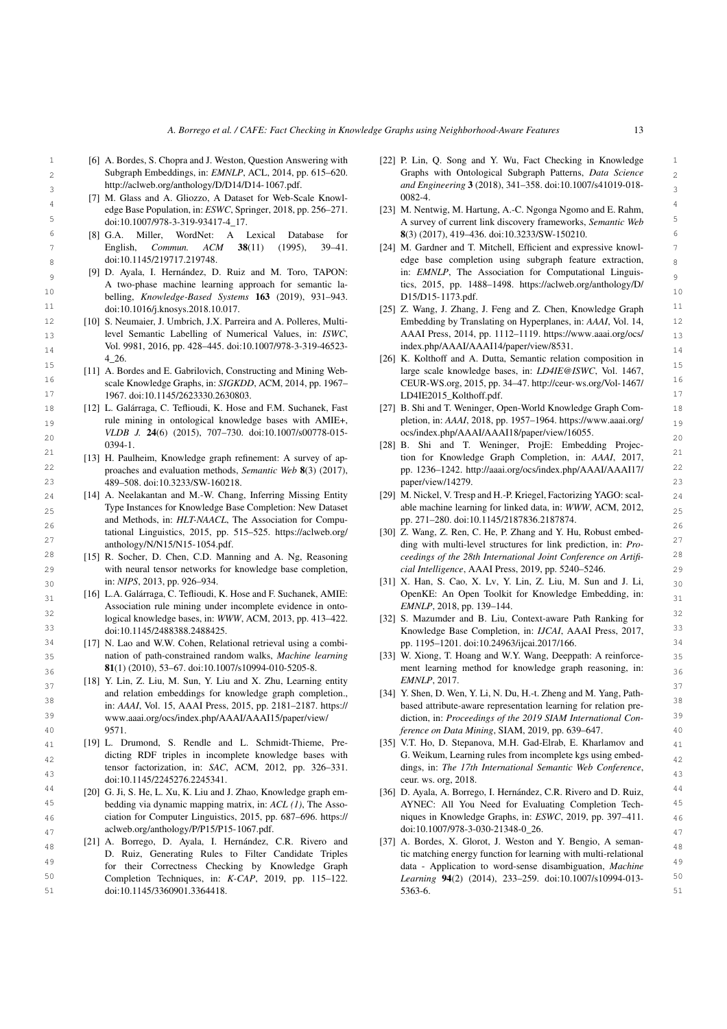[6] A. Bordes, S. Chopra and J. Weston, Question Answering with Subgraph Embeddings, in: *EMNLP*, ACL, 2014, pp. 615–620. http://aclweb.org/anthology/D/D14/D14-1067.pdf.

[7] M. Glass and A. Gliozzo, A Dataset for Web-Scale Knowledge Base Population, in: *ESWC*, Springer, 2018, pp. 256–271. doi:10.1007/978-3-319-93417-4_17.

[8] G.A. Miller, WordNet: A Lexical Database for English, *Commun. ACM* **38**(11) (1995), 39–41. doi:10.1145/219717.219748.

[9] D. Ayala, I. Hernández, D. Ruiz and M. Toro, TAPON: A two-phase machine learning approach for semantic labelling, *Knowledge-Based Systems* **163** (2019), 931–943. doi:10.1016/j.knosys.2018.10.017.

[10] S. Neumaier, J. Umbrich, J.X. Parreira and A. Polleres, Multi-level Semantic Labelling of Numerical Values, in: *ISWC*, Vol. 9981, 2016, pp. 428–445. doi:10.1007/978-3-319-46523-4_26.

[11] A. Bordes and E. Gabrilovich, Constructing and Mining Web-scale Knowledge Graphs, in: *SIGKDD*, ACM, 2014, pp. 1967–1967. doi:10.1145/2623330.2630803.

[12] L. Galárraga, C. Teflioudi, K. Hose and F.M. Suchanek, Fast rule mining in ontological knowledge bases with AMIE+, *VLDB J.* **24**(6) (2015), 707–730. doi:10.1007/s00778-015-0394-1.

[13] H. Paulheim, Knowledge graph refinement: A survey of approaches and evaluation methods, *Semantic Web* **8**(3) (2017), 489–508. doi:10.3233/SW-160218.

[14] A. Neelakantan and M.-W. Chang, Inferring Missing Entity Type Instances for Knowledge Base Completion: New Dataset and Methods, in: *HLT-NAACL*, The Association for Computational Linguistics, 2015, pp. 515–525. https://aclweb.org/anthology/N/N15/N15-1054.pdf.

[15] R. Socher, D. Chen, C.D. Manning and A. Ng, Reasoning with neural tensor networks for knowledge base completion, in: *NIPS*, 2013, pp. 926–934.

[16] L.A. Galárraga, C. Teflioudi, K. Hose and F. Suchanek, AMIE: Association rule mining under incomplete evidence in ontological knowledge bases, in: *WWW*, ACM, 2013, pp. 413–422. doi:10.1145/2488388.2488425.

[17] N. Lao and W.W. Cohen, Relational retrieval using a combination of path-constrained random walks, *Machine learning* **81**(1) (2010), 53–67. doi:10.1007/s10994-010-5205-8.

[18] Y. Lin, Z. Liu, M. Sun, Y. Liu and X. Zhu, Learning entity and relation embeddings for knowledge graph completion., in: *AAAI*, Vol. 15, AAAI Press, 2015, pp. 2181–2187. https://www.aaai.org/ocs/index.php/AAAI/AAAI15/paper/view/9571.

[19] L. Drumond, S. Rendle and L. Schmidt-Thieme, Predicting RDF triples in incomplete knowledge bases with tensor factorization, in: *SAC*, ACM, 2012, pp. 326–331. doi:10.1145/2245276.2245341.

[20] G. Ji, S. He, L. Xu, K. Liu and J. Zhao, Knowledge graph embedding via dynamic mapping matrix, in: *ACL (1)*, The Association for Computer Linguistics, 2015, pp. 687–696. https://aclweb.org/anthology/P/P15/P15-1067.pdf.

[21] A. Borrego, D. Ayala, I. Hernández, C.R. Rivero and D. Ruiz, Generating Rules to Filter Candidate Triples for their Correctness Checking by Knowledge Graph Completion Techniques, in: *K-CAP*, 2019, pp. 115–122. doi:10.1145/3360901.3364418.

[22] P. Lin, Q. Song and Y. Wu, Fact Checking in Knowledge Graphs with Ontological Subgraph Patterns, *Data Science and Engineering* **3** (2018), 341–358. doi:10.1007/s41019-018-0082-4.

[23] M. Nentwig, M. Hartung, A.-C. Ngonga Ngomo and E. Rahm, A survey of current link discovery frameworks, *Semantic Web* **8**(3) (2017), 419–436. doi:10.3233/SW-150210.

[24] M. Gardner and T. Mitchell, Efficient and expressive knowledge base completion using subgraph feature extraction, in: *EMNLP*, The Association for Computational Linguistics, 2015, pp. 1488–1498. https://aclweb.org/anthology/D/D15/D15-1173.pdf.

[25] Z. Wang, J. Zhang, J. Feng and Z. Chen, Knowledge Graph Embedding by Translating on Hyperplanes, in: *AAAI*, Vol. 14, AAAI Press, 2014, pp. 1112–1119. https://www.aaai.org/ocs/index.php/AAAI/AAAI14/paper/view/8531.

[26] K. Kolthoff and A. Dutta, Semantic relation composition in large scale knowledge bases, in: *LD4IE@ISWC*, Vol. 1467, CEUR-WS.org, 2015, pp. 34–47. http://ceur-ws.org/Vol-1467/LD4IE2015_Kolthoff.pdf.

[27] B. Shi and T. Weninger, Open-World Knowledge Graph Completion, in: *AAAI*, 2018, pp. 1957–1964. https://www.aaai.org/ocs/index.php/AAAI/AAAI18/paper/view/16055.

[28] B. Shi and T. Weninger, ProjE: Embedding Projection for Knowledge Graph Completion, in: *AAAI*, 2017, pp. 1236–1242. http://aaai.org/ocs/index.php/AAAI/AAAI17/paper/view/14279.

[29] M. Nickel, V. Tresp and H.-P. Kriegel, Factorizing YAGO: scalable machine learning for linked data, in: *WWW*, ACM, 2012, pp. 271–280. doi:10.1145/2187836.2187874.

[30] Z. Wang, Z. Ren, C. He, P. Zhang and Y. Hu, Robust embedding with multi-level structures for link prediction, in: *Proceedings of the 28th International Joint Conference on Artificial Intelligence*, AAAI Press, 2019, pp. 5240–5246.

[31] X. Han, S. Cao, X. Lv, Y. Lin, Z. Liu, M. Sun and J. Li, OpenKE: An Open Toolkit for Knowledge Embedding, in: *EMNLP*, 2018, pp. 139–144.

[32] S. Mazumder and B. Liu, Context-aware Path Ranking for Knowledge Base Completion, in: *IJCAI*, AAAI Press, 2017, pp. 1195–1201. doi:10.24963/ijcai.2017/166.

[33] W. Xiong, T. Hoang and W.Y. Wang, Deeppath: A reinforcement learning method for knowledge graph reasoning, in: *EMNLP*, 2017.

[34] Y. Shen, D. Wen, Y. Li, N. Du, H.-t. Zheng and M. Yang, Path-based attribute-aware representation learning for relation prediction, in: *Proceedings of the 2019 SIAM International Conference on Data Mining*, SIAM, 2019, pp. 639–647.

[35] V.T. Ho, D. Stepanova, M.H. Gad-Elrab, E. Kharlamov and G. Weikum, Learning rules from incomplete kgs using embeddings, in: *The 17th International Semantic Web Conference*, ceur. ws. org, 2018.

[36] D. Ayala, A. Borrego, I. Hernández, C.R. Rivero and D. Ruiz, AYNEC: All You Need for Evaluating Completion Techniques in Knowledge Graphs, in: *ESWC*, 2019, pp. 397–411. doi:10.1007/978-3-030-21348-0_26.

[37] A. Bordes, X. Glorot, J. Weston and Y. Bengio, A semantic matching energy function for learning with multi-relational data - Application to word-sense disambiguation, *Machine Learning* **94**(2) (2014), 233–259. doi:10.1007/s10994-013-5363-6.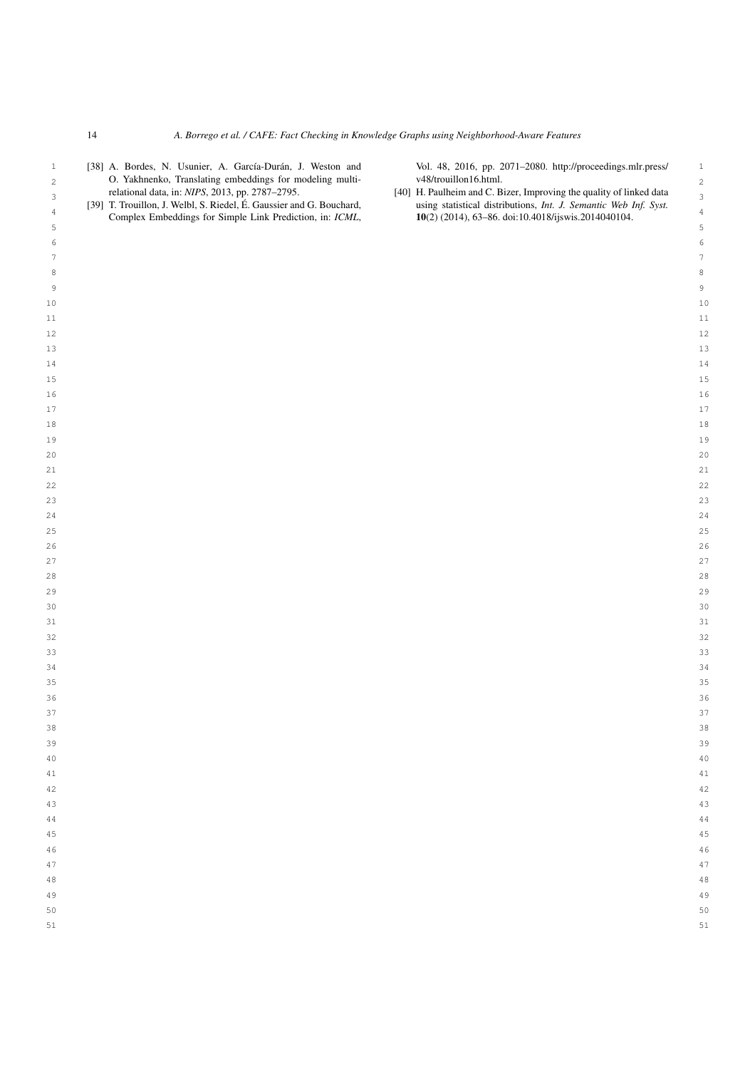[38] A. Bordes, N. Usunier, A. García-Durán, J. Weston and O. Yakhnenko, Translating embeddings for modeling multi-relational data, in: *NIPS*, 2013, pp. 2787–2795.

[39] T. Trouillon, J. Welbl, S. Riedel, É. Gaussier and G. Bouchard, Complex Embeddings for Simple Link Prediction, in: *ICML*, Vol. 48, 2016, pp. 2071–2080. http://proceedings.mlr.press/v48/trouillon16.html.

[40] H. Paulheim and C. Bizer, Improving the quality of linked data using statistical distributions, *Int. J. Semantic Web Inf. Syst.* **10**(2) (2014), 63–86. doi:10.4018/ijswis.2014040104.